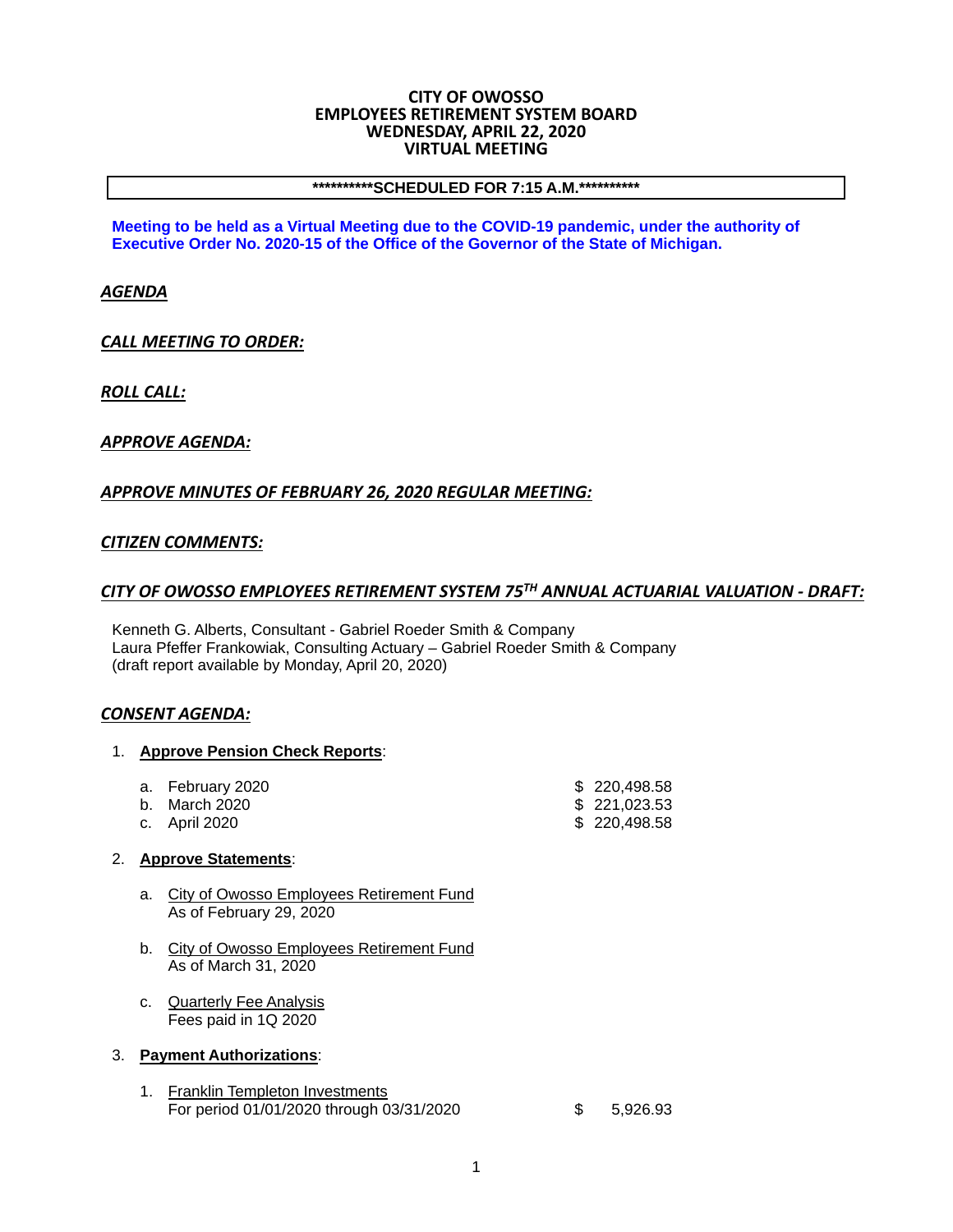# CITY OF OWOSSO
# EMPLOYEES RETIREMENT SYSTEM BOARD
# WEDNESDAY, APRIL 22, 2020
# VIRTUAL MEETING

**\*\*\*\*\*\*\*\*\*\*SCHEDULED FOR 7:15 A.M.\*\*\*\*\*\*\*\*\*\***

**Meeting to be held as a Virtual Meeting due to the COVID-19 pandemic, under the authority of Executive Order No. 2020-15 of the Office of the Governor of the State of Michigan.**

## *AGENDA*

## *CALL MEETING TO ORDER:*

## *ROLL CALL:*

## *APPROVE AGENDA:*

## *APPROVE MINUTES OF FEBRUARY 26, 2020 REGULAR MEETING:*

## *CITIZEN COMMENTS:*

## *CITY OF OWOSSO EMPLOYEES RETIREMENT SYSTEM 75TH ANNUAL ACTUARIAL VALUATION - DRAFT:*

Kenneth G. Alberts, Consultant - Gabriel Roeder Smith & Company
Laura Pfeffer Frankowiak, Consulting Actuary – Gabriel Roeder Smith & Company
(draft report available by Monday, April 20, 2020)

## *CONSENT AGENDA:*

1. **Approve Pension Check Reports**:

   a. February 2020 — $ 220,498.58
   b. March 2020 — $ 221,023.53
   c. April 2020 — $ 220,498.58

2. **Approve Statements**:

   a. City of Owosso Employees Retirement Fund
      As of February 29, 2020

   b. City of Owosso Employees Retirement Fund
      As of March 31, 2020

   c. Quarterly Fee Analysis
      Fees paid in 1Q 2020

3. **Payment Authorizations**:

   1. Franklin Templeton Investments
      For period 01/01/2020 through 03/31/2020 — $ 5,926.93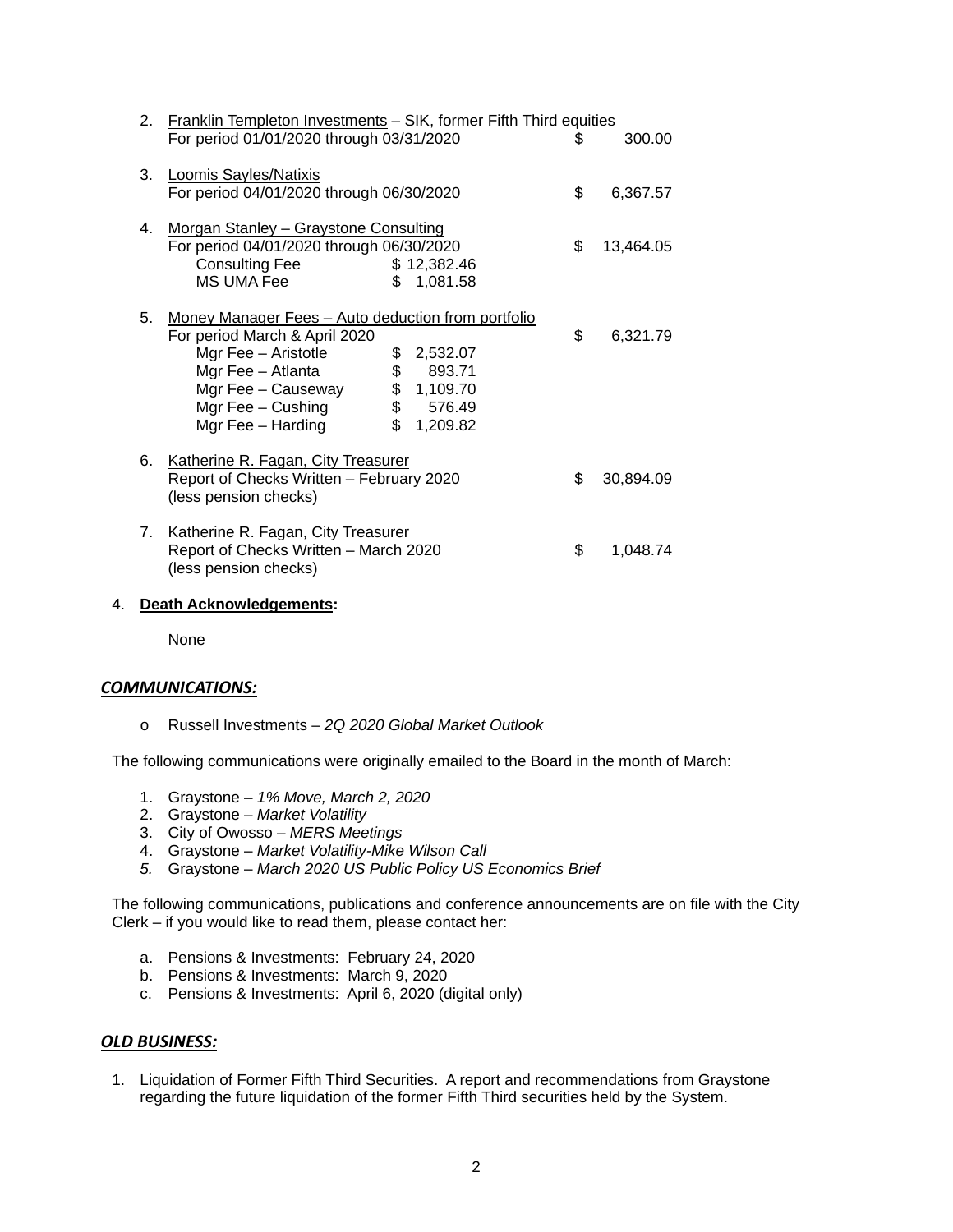2. Franklin Templeton Investments – SIK, former Fifth Third equities
   For period 01/01/2020 through 03/31/2020 — $ 300.00

3. Loomis Sayles/Natixis
   For period 04/01/2020 through 06/30/2020 — $ 6,367.57

4. Morgan Stanley – Graystone Consulting
   For period 04/01/2020 through 06/30/2020 — $ 13,464.05
   - Consulting Fee $ 12,382.46
   - MS UMA Fee $ 1,081.58

5. Money Manager Fees – Auto deduction from portfolio
   For period March & April 2020 — $ 6,321.79
   - Mgr Fee – Aristotle $ 2,532.07
   - Mgr Fee – Atlanta $ 893.71
   - Mgr Fee – Causeway $ 1,109.70
   - Mgr Fee – Cushing $ 576.49
   - Mgr Fee – Harding $ 1,209.82

6. Katherine R. Fagan, City Treasurer
   Report of Checks Written – February 2020 — $ 30,894.09
   (less pension checks)

7. Katherine R. Fagan, City Treasurer
   Report of Checks Written – March 2020 — $ 1,048.74
   (less pension checks)

4. **Death Acknowledgements:**

   None

## *COMMUNICATIONS:*

- Russell Investments – *2Q 2020 Global Market Outlook*

The following communications were originally emailed to the Board in the month of March:

1. Graystone – *1% Move, March 2, 2020*
2. Graystone – *Market Volatility*
3. City of Owosso – *MERS Meetings*
4. Graystone – *Market Volatility-Mike Wilson Call*
5. Graystone – *March 2020 US Public Policy US Economics Brief*

The following communications, publications and conference announcements are on file with the City Clerk – if you would like to read them, please contact her:

a. Pensions & Investments: February 24, 2020
b. Pensions & Investments: March 9, 2020
c. Pensions & Investments: April 6, 2020 (digital only)

## *OLD BUSINESS:*

1. Liquidation of Former Fifth Third Securities. A report and recommendations from Graystone regarding the future liquidation of the former Fifth Third securities held by the System.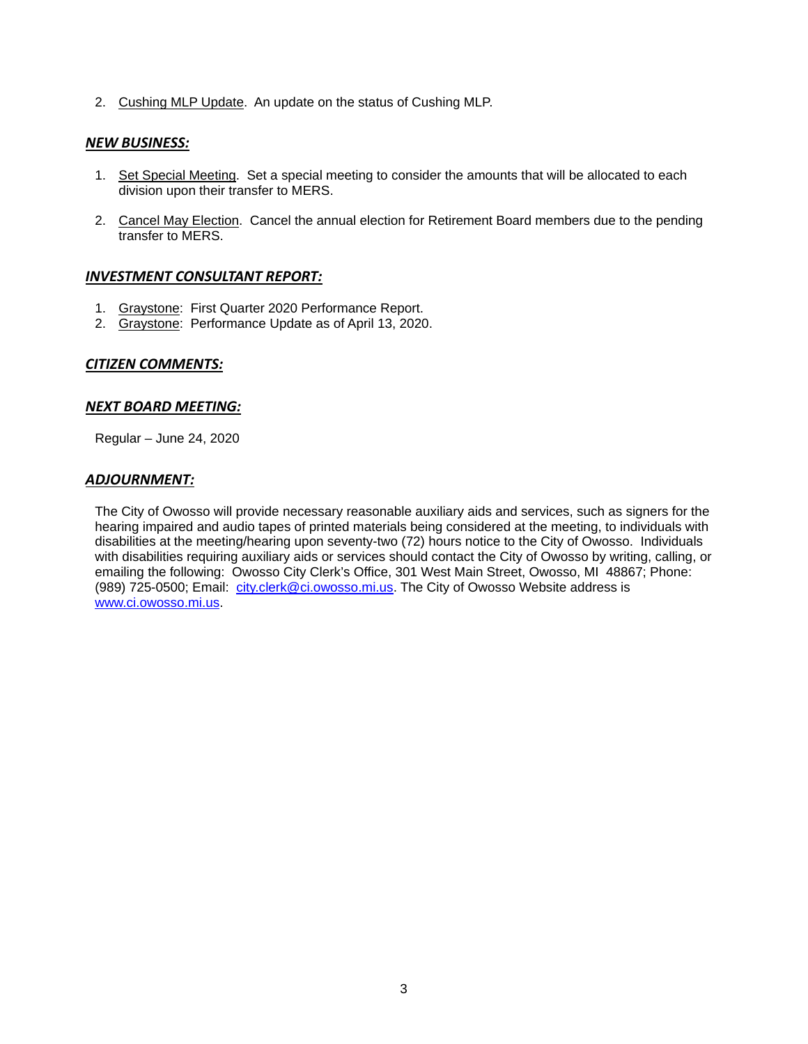2. Cushing MLP Update. An update on the status of Cushing MLP.

## ***NEW BUSINESS:***

1. Set Special Meeting. Set a special meeting to consider the amounts that will be allocated to each division upon their transfer to MERS.

2. Cancel May Election. Cancel the annual election for Retirement Board members due to the pending transfer to MERS.

## ***INVESTMENT CONSULTANT REPORT:***

1. Graystone: First Quarter 2020 Performance Report.
2. Graystone: Performance Update as of April 13, 2020.

## ***CITIZEN COMMENTS:***

## ***NEXT BOARD MEETING:***

Regular – June 24, 2020

## ***ADJOURNMENT:***

The City of Owosso will provide necessary reasonable auxiliary aids and services, such as signers for the hearing impaired and audio tapes of printed materials being considered at the meeting, to individuals with disabilities at the meeting/hearing upon seventy-two (72) hours notice to the City of Owosso. Individuals with disabilities requiring auxiliary aids or services should contact the City of Owosso by writing, calling, or emailing the following: Owosso City Clerk's Office, 301 West Main Street, Owosso, MI 48867; Phone: (989) 725-0500; Email: city.clerk@ci.owosso.mi.us. The City of Owosso Website address is www.ci.owosso.mi.us.